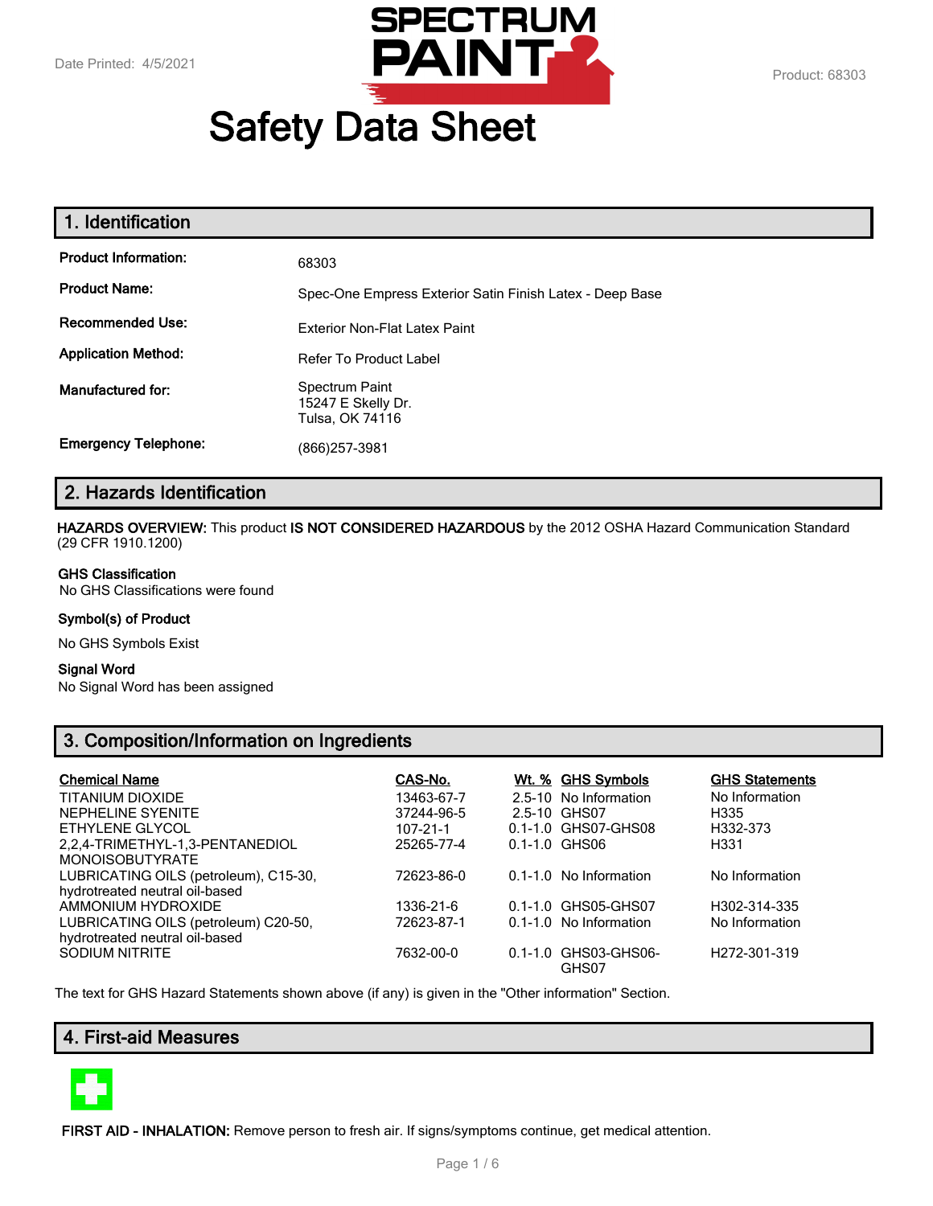Date Printed: 4/5/2021

Product: 68303

# Safety Data Sheet

## 1. Identification

| | |
|---|---|
| **Product Information:** | 68303 |
| **Product Name:** | Spec-One Empress Exterior Satin Finish Latex - Deep Base |
| **Recommended Use:** | Exterior Non-Flat Latex Paint |
| **Application Method:** | Refer To Product Label |
| **Manufactured for:** | Spectrum Paint<br>15247 E Skelly Dr.<br>Tulsa, OK 74116 |
| **Emergency Telephone:** | (866)257-3981 |

## 2. Hazards Identification

**HAZARDS OVERVIEW:** This product **IS NOT CONSIDERED HAZARDOUS** by the 2012 OSHA Hazard Communication Standard (29 CFR 1910.1200)

**GHS Classification**
No GHS Classifications were found

**Symbol(s) of Product**

No GHS Symbols Exist

**Signal Word**
No Signal Word has been assigned

## 3. Composition/Information on Ingredients

| Chemical Name | CAS-No. | Wt. % | GHS Symbols | GHS Statements |
|---|---|---|---|---|
| TITANIUM DIOXIDE | 13463-67-7 | 2.5-10 | No Information | No Information |
| NEPHELINE SYENITE | 37244-96-5 | 2.5-10 | GHS07 | H335 |
| ETHYLENE GLYCOL | 107-21-1 | 0.1-1.0 | GHS07-GHS08 | H332-373 |
| 2,2,4-TRIMETHYL-1,3-PENTANEDIOL MONOISOBUTYRATE | 25265-77-4 | 0.1-1.0 | GHS06 | H331 |
| LUBRICATING OILS (petroleum), C15-30, hydrotreated neutral oil-based | 72623-86-0 | 0.1-1.0 | No Information | No Information |
| AMMONIUM HYDROXIDE | 1336-21-6 | 0.1-1.0 | GHS05-GHS07 | H302-314-335 |
| LUBRICATING OILS (petroleum) C20-50, hydrotreated neutral oil-based | 72623-87-1 | 0.1-1.0 | No Information | No Information |
| SODIUM NITRITE | 7632-00-0 | 0.1-1.0 | GHS03-GHS06-GHS07 | H272-301-319 |

The text for GHS Hazard Statements shown above (if any) is given in the "Other information" Section.

## 4. First-aid Measures

**FIRST AID - INHALATION:** Remove person to fresh air. If signs/symptoms continue, get medical attention.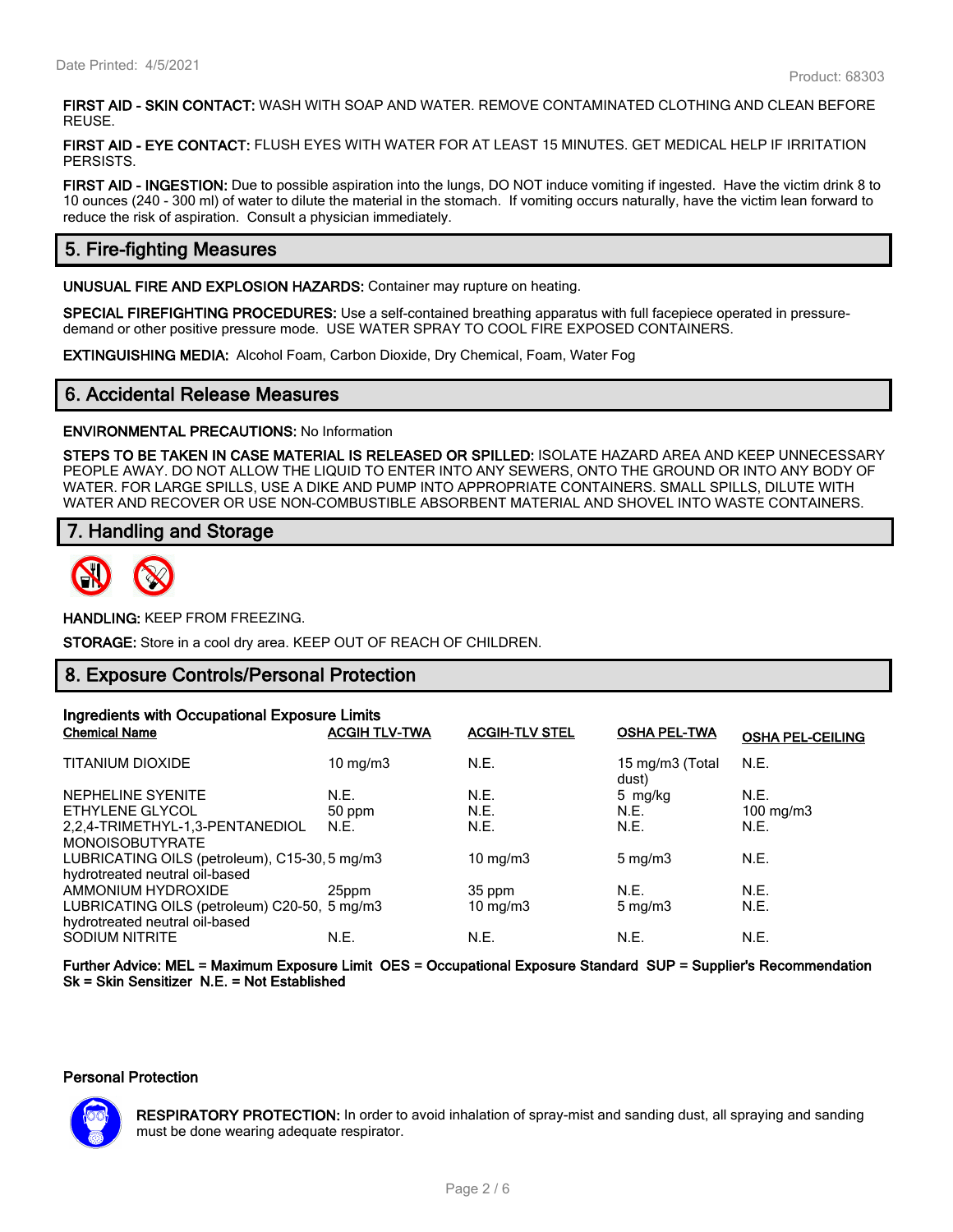**FIRST AID - SKIN CONTACT:** WASH WITH SOAP AND WATER. REMOVE CONTAMINATED CLOTHING AND CLEAN BEFORE REUSE.

**FIRST AID - EYE CONTACT:** FLUSH EYES WITH WATER FOR AT LEAST 15 MINUTES. GET MEDICAL HELP IF IRRITATION PERSISTS.

**FIRST AID - INGESTION:** Due to possible aspiration into the lungs, DO NOT induce vomiting if ingested. Have the victim drink 8 to 10 ounces (240 - 300 ml) of water to dilute the material in the stomach. If vomiting occurs naturally, have the victim lean forward to reduce the risk of aspiration. Consult a physician immediately.

## 5. Fire-fighting Measures

**UNUSUAL FIRE AND EXPLOSION HAZARDS:** Container may rupture on heating.

**SPECIAL FIREFIGHTING PROCEDURES:** Use a self-contained breathing apparatus with full facepiece operated in pressure-demand or other positive pressure mode. USE WATER SPRAY TO COOL FIRE EXPOSED CONTAINERS.

**EXTINGUISHING MEDIA:** Alcohol Foam, Carbon Dioxide, Dry Chemical, Foam, Water Fog

## 6. Accidental Release Measures

**ENVIRONMENTAL PRECAUTIONS:** No Information

**STEPS TO BE TAKEN IN CASE MATERIAL IS RELEASED OR SPILLED:** ISOLATE HAZARD AREA AND KEEP UNNECESSARY PEOPLE AWAY. DO NOT ALLOW THE LIQUID TO ENTER INTO ANY SEWERS, ONTO THE GROUND OR INTO ANY BODY OF WATER. FOR LARGE SPILLS, USE A DIKE AND PUMP INTO APPROPRIATE CONTAINERS. SMALL SPILLS, DILUTE WITH WATER AND RECOVER OR USE NON-COMBUSTIBLE ABSORBENT MATERIAL AND SHOVEL INTO WASTE CONTAINERS.

## 7. Handling and Storage

**HANDLING:** KEEP FROM FREEZING.

**STORAGE:** Store in a cool dry area. KEEP OUT OF REACH OF CHILDREN.

## 8. Exposure Controls/Personal Protection

**Ingredients with Occupational Exposure Limits**

| Chemical Name | ACGIH TLV-TWA | ACGIH-TLV STEL | OSHA PEL-TWA | OSHA PEL-CEILING |
|---|---|---|---|---|
| TITANIUM DIOXIDE | 10 mg/m3 | N.E. | 15 mg/m3 (Total dust) | N.E. |
| NEPHELINE SYENITE | N.E. | N.E. | 5 mg/kg | N.E. |
| ETHYLENE GLYCOL | 50 ppm | N.E. | N.E. | 100 mg/m3 |
| 2,2,4-TRIMETHYL-1,3-PENTANEDIOL MONOISOBUTYRATE | N.E. | N.E. | N.E. | N.E. |
| LUBRICATING OILS (petroleum), C15-30, hydrotreated neutral oil-based | 5 mg/m3 | 10 mg/m3 | 5 mg/m3 | N.E. |
| AMMONIUM HYDROXIDE | 25ppm | 35 ppm | N.E. | N.E. |
| LUBRICATING OILS (petroleum) C20-50, hydrotreated neutral oil-based | 5 mg/m3 | 10 mg/m3 | 5 mg/m3 | N.E. |
| SODIUM NITRITE | N.E. | N.E. | N.E. | N.E. |

**Further Advice: MEL = Maximum Exposure Limit OES = Occupational Exposure Standard SUP = Supplier's Recommendation Sk = Skin Sensitizer N.E. = Not Established**

**Personal Protection**

**RESPIRATORY PROTECTION:** In order to avoid inhalation of spray-mist and sanding dust, all spraying and sanding must be done wearing adequate respirator.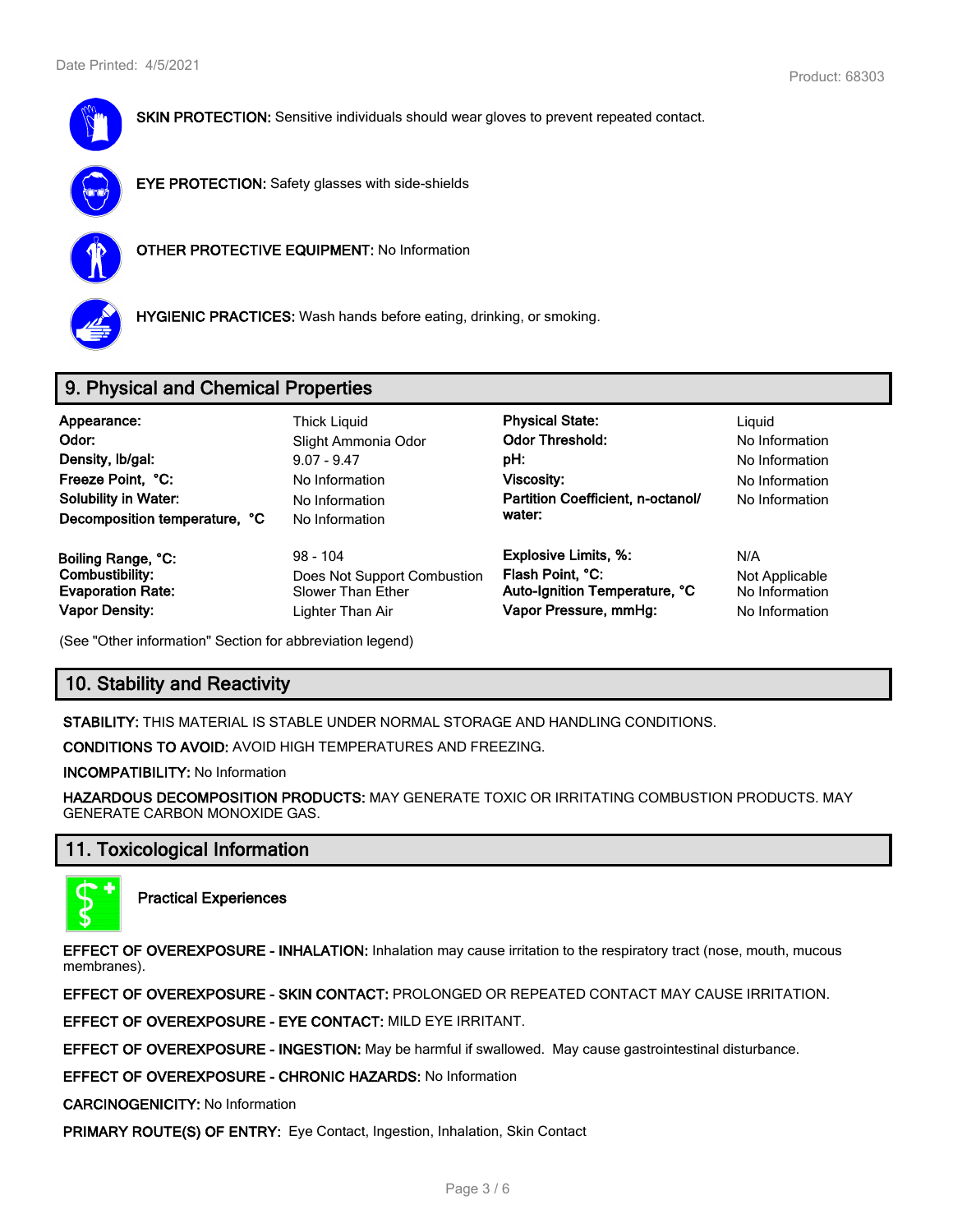**SKIN PROTECTION:** Sensitive individuals should wear gloves to prevent repeated contact.

**EYE PROTECTION:** Safety glasses with side-shields

**OTHER PROTECTIVE EQUIPMENT:** No Information

**HYGIENIC PRACTICES:** Wash hands before eating, drinking, or smoking.

## 9. Physical and Chemical Properties

| | | | |
|---|---|---|---|
| **Appearance:** | Thick Liquid | **Physical State:** | Liquid |
| **Odor:** | Slight Ammonia Odor | **Odor Threshold:** | No Information |
| **Density, lb/gal:** | 9.07 - 9.47 | **pH:** | No Information |
| **Freeze Point, °C:** | No Information | **Viscosity:** | No Information |
| **Solubility in Water:** | No Information | **Partition Coefficient, n-octanol/water:** | No Information |
| **Decomposition temperature, °C** | No Information | | |
| **Boiling Range, °C:** | 98 - 104 | **Explosive Limits, %:** | N/A |
| **Combustibility:** | Does Not Support Combustion | **Flash Point, °C:** | Not Applicable |
| **Evaporation Rate:** | Slower Than Ether | **Auto-Ignition Temperature, °C** | No Information |
| **Vapor Density:** | Lighter Than Air | **Vapor Pressure, mmHg:** | No Information |

(See "Other information" Section for abbreviation legend)

## 10. Stability and Reactivity

**STABILITY:** THIS MATERIAL IS STABLE UNDER NORMAL STORAGE AND HANDLING CONDITIONS.

**CONDITIONS TO AVOID:** AVOID HIGH TEMPERATURES AND FREEZING.

**INCOMPATIBILITY:** No Information

**HAZARDOUS DECOMPOSITION PRODUCTS:** MAY GENERATE TOXIC OR IRRITATING COMBUSTION PRODUCTS. MAY GENERATE CARBON MONOXIDE GAS.

## 11. Toxicological Information

**Practical Experiences**

**EFFECT OF OVEREXPOSURE - INHALATION:** Inhalation may cause irritation to the respiratory tract (nose, mouth, mucous membranes).

**EFFECT OF OVEREXPOSURE - SKIN CONTACT:** PROLONGED OR REPEATED CONTACT MAY CAUSE IRRITATION.

**EFFECT OF OVEREXPOSURE - EYE CONTACT:** MILD EYE IRRITANT.

**EFFECT OF OVEREXPOSURE - INGESTION:** May be harmful if swallowed. May cause gastrointestinal disturbance.

**EFFECT OF OVEREXPOSURE - CHRONIC HAZARDS:** No Information

**CARCINOGENICITY:** No Information

**PRIMARY ROUTE(S) OF ENTRY:** Eye Contact, Ingestion, Inhalation, Skin Contact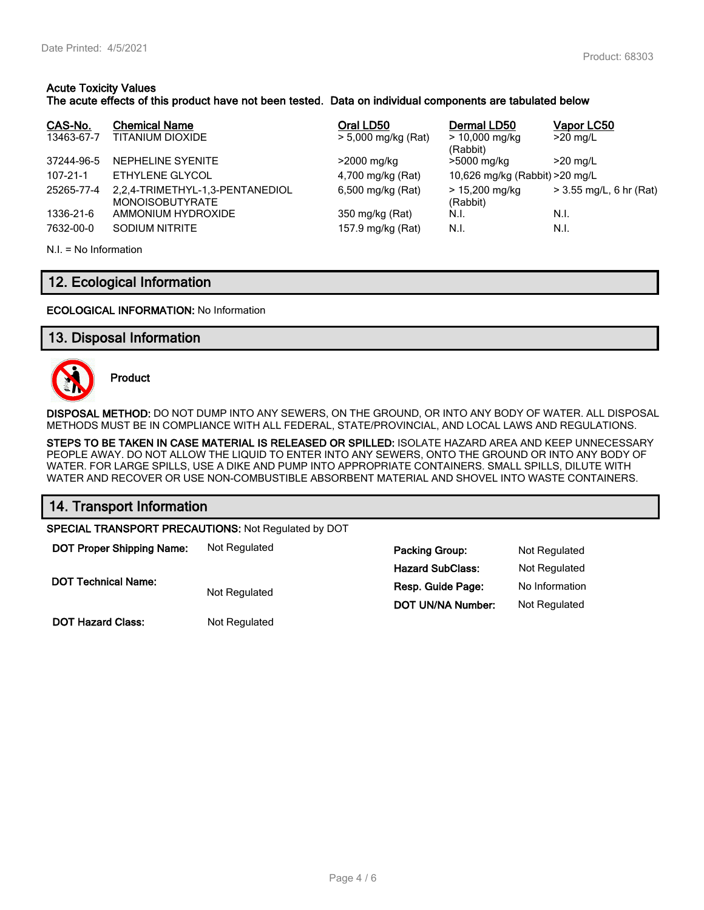### Acute Toxicity Values

**The acute effects of this product have not been tested. Data on individual components are tabulated below**

| CAS-No. | Chemical Name | Oral LD50 | Dermal LD50 | Vapor LC50 |
|---|---|---|---|---|
| 13463-67-7 | TITANIUM DIOXIDE | > 5,000 mg/kg (Rat) | > 10,000 mg/kg (Rabbit) | >20 mg/L |
| 37244-96-5 | NEPHELINE SYENITE | >2000 mg/kg | >5000 mg/kg | >20 mg/L |
| 107-21-1 | ETHYLENE GLYCOL | 4,700 mg/kg (Rat) | 10,626 mg/kg (Rabbit) | >20 mg/L |
| 25265-77-4 | 2,2,4-TRIMETHYL-1,3-PENTANEDIOL MONOISOBUTYRATE | 6,500 mg/kg (Rat) | > 15,200 mg/kg (Rabbit) | > 3.55 mg/L, 6 hr (Rat) |
| 1336-21-6 | AMMONIUM HYDROXIDE | 350 mg/kg (Rat) | N.I. | N.I. |
| 7632-00-0 | SODIUM NITRITE | 157.9 mg/kg (Rat) | N.I. | N.I. |

N.I. = No Information

## 12. Ecological Information

**ECOLOGICAL INFORMATION:** No Information

## 13. Disposal Information

**Product**

**DISPOSAL METHOD:** DO NOT DUMP INTO ANY SEWERS, ON THE GROUND, OR INTO ANY BODY OF WATER. ALL DISPOSAL METHODS MUST BE IN COMPLIANCE WITH ALL FEDERAL, STATE/PROVINCIAL, AND LOCAL LAWS AND REGULATIONS.

**STEPS TO BE TAKEN IN CASE MATERIAL IS RELEASED OR SPILLED:** ISOLATE HAZARD AREA AND KEEP UNNECESSARY PEOPLE AWAY. DO NOT ALLOW THE LIQUID TO ENTER INTO ANY SEWERS, ONTO THE GROUND OR INTO ANY BODY OF WATER. FOR LARGE SPILLS, USE A DIKE AND PUMP INTO APPROPRIATE CONTAINERS. SMALL SPILLS, DILUTE WITH WATER AND RECOVER OR USE NON-COMBUSTIBLE ABSORBENT MATERIAL AND SHOVEL INTO WASTE CONTAINERS.

## 14. Transport Information

**SPECIAL TRANSPORT PRECAUTIONS:** Not Regulated by DOT

**DOT Proper Shipping Name:** Not Regulated

**DOT Technical Name:** Not Regulated

**DOT Hazard Class:** Not Regulated

**Packing Group:** Not Regulated

**Hazard SubClass:** Not Regulated

**Resp. Guide Page:** No Information

**DOT UN/NA Number:** Not Regulated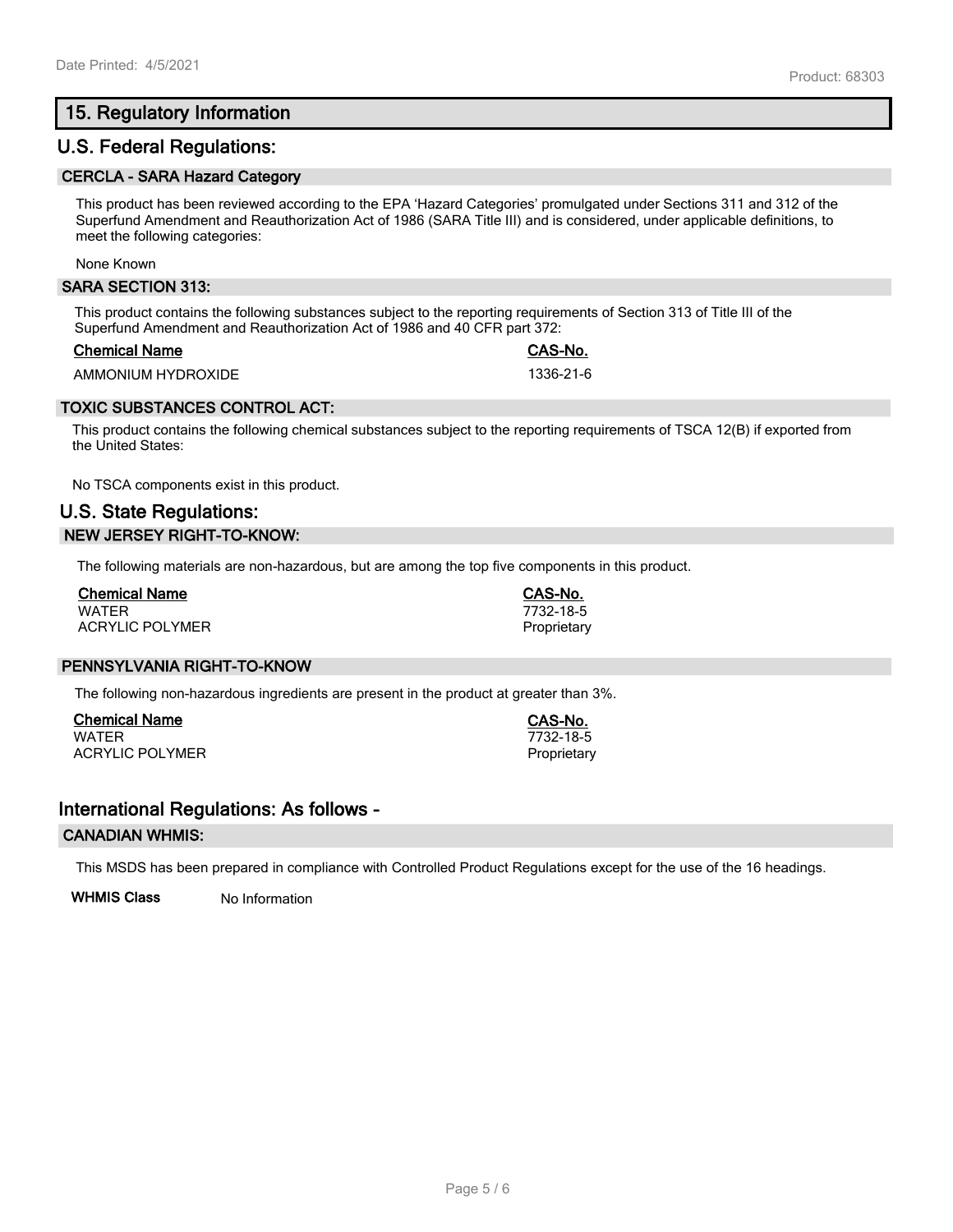## 15. Regulatory Information

## U.S. Federal Regulations:

### CERCLA - SARA Hazard Category

This product has been reviewed according to the EPA 'Hazard Categories' promulgated under Sections 311 and 312 of the Superfund Amendment and Reauthorization Act of 1986 (SARA Title III) and is considered, under applicable definitions, to meet the following categories:

None Known

### SARA SECTION 313:

This product contains the following substances subject to the reporting requirements of Section 313 of Title III of the Superfund Amendment and Reauthorization Act of 1986 and 40 CFR part 372:

| Chemical Name | CAS-No. |
| --- | --- |
| AMMONIUM HYDROXIDE | 1336-21-6 |

### TOXIC SUBSTANCES CONTROL ACT:

This product contains the following chemical substances subject to the reporting requirements of TSCA 12(B) if exported from the United States:

No TSCA components exist in this product.

## U.S. State Regulations:

### NEW JERSEY RIGHT-TO-KNOW:

The following materials are non-hazardous, but are among the top five components in this product.

| Chemical Name | CAS-No. |
| --- | --- |
| WATER | 7732-18-5 |
| ACRYLIC POLYMER | Proprietary |

### PENNSYLVANIA RIGHT-TO-KNOW

The following non-hazardous ingredients are present in the product at greater than 3%.

| Chemical Name | CAS-No. |
| --- | --- |
| WATER | 7732-18-5 |
| ACRYLIC POLYMER | Proprietary |

## International Regulations: As follows -

### CANADIAN WHMIS:

This MSDS has been prepared in compliance with Controlled Product Regulations except for the use of the 16 headings.

**WHMIS Class** No Information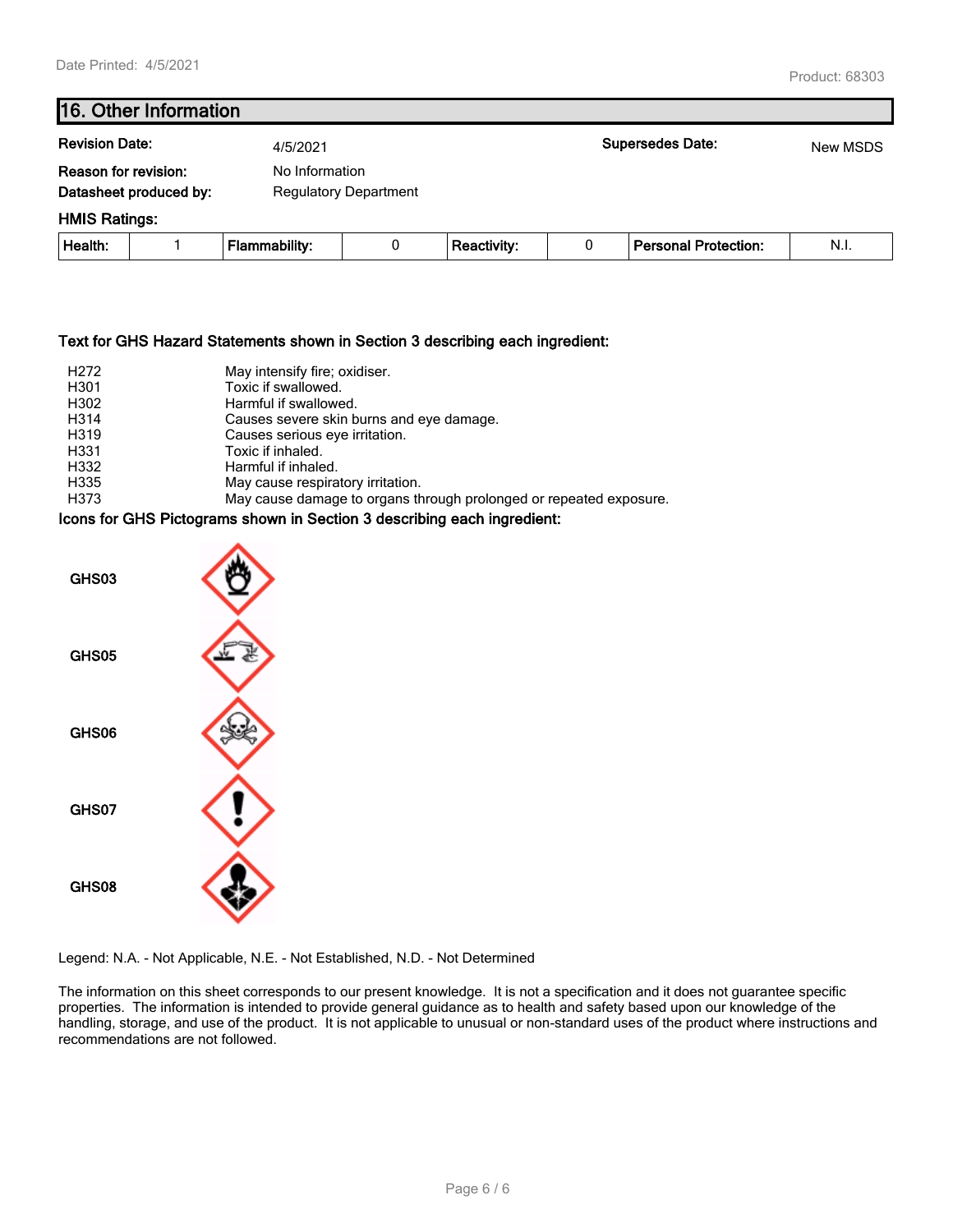## 16. Other Information

| | | | |
|---|---|---|---|
| **Revision Date:** | 4/5/2021 | **Supersedes Date:** | New MSDS |
| **Reason for revision:** | No Information | | |
| **Datasheet produced by:** | Regulatory Department | | |

**HMIS Ratings:**

| | | | | | | | |
|---|---|---|---|---|---|---|---|
| **Health:** | 1 | **Flammability:** | 0 | **Reactivity:** | 0 | **Personal Protection:** | N.I. |

**Text for GHS Hazard Statements shown in Section 3 describing each ingredient:**

| | |
|---|---|
| H272 | May intensify fire; oxidiser. |
| H301 | Toxic if swallowed. |
| H302 | Harmful if swallowed. |
| H314 | Causes severe skin burns and eye damage. |
| H319 | Causes serious eye irritation. |
| H331 | Toxic if inhaled. |
| H332 | Harmful if inhaled. |
| H335 | May cause respiratory irritation. |
| H373 | May cause damage to organs through prolonged or repeated exposure. |

**Icons for GHS Pictograms shown in Section 3 describing each ingredient:**

GHS03

GHS05

GHS06

GHS07

GHS08

Legend: N.A. - Not Applicable, N.E. - Not Established, N.D. - Not Determined

The information on this sheet corresponds to our present knowledge. It is not a specification and it does not guarantee specific properties. The information is intended to provide general guidance as to health and safety based upon our knowledge of the handling, storage, and use of the product. It is not applicable to unusual or non-standard uses of the product where instructions and recommendations are not followed.